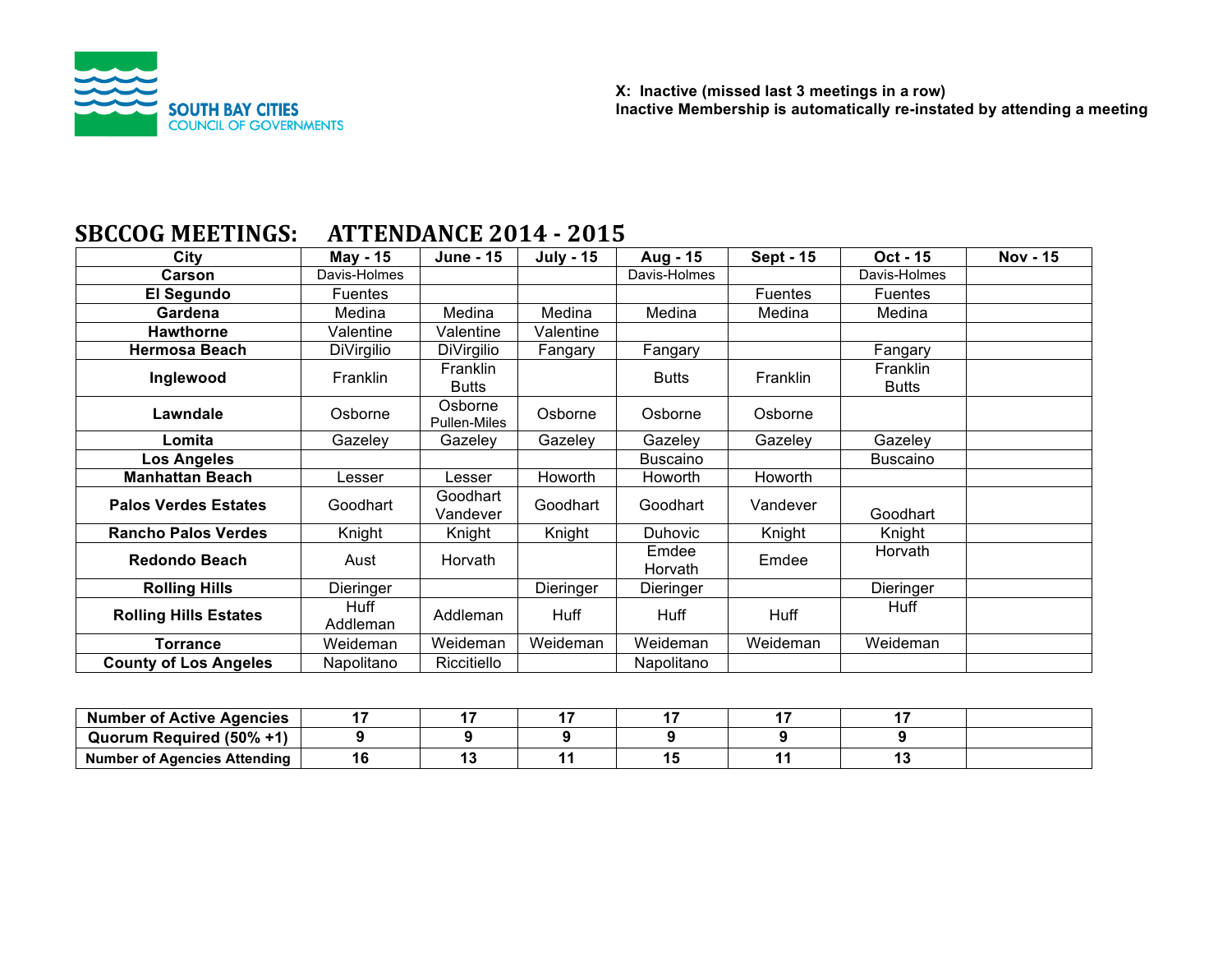SOUTH BAY CITIES
COUNCIL OF GOVERNMENTS

**X: Inactive (missed last 3 meetings in a row)**
**Inactive Membership is automatically re-instated by attending a meeting**

## SBCCOG MEETINGS: ATTENDANCE 2014 - 2015

| City | May - 15 | June - 15 | July - 15 | Aug - 15 | Sept - 15 | Oct - 15 | Nov - 15 |
|---|---|---|---|---|---|---|---|
| **Carson** | Davis-Holmes | | | Davis-Holmes | | Davis-Holmes | |
| **El Segundo** | Fuentes | | | | Fuentes | Fuentes | |
| **Gardena** | Medina | Medina | Medina | Medina | Medina | Medina | |
| **Hawthorne** | Valentine | Valentine | Valentine | | | | |
| **Hermosa Beach** | DiVirgilio | DiVirgilio | Fangary | Fangary | | Fangary | |
| **Inglewood** | Franklin | Franklin Butts | | Butts | Franklin | Franklin Butts | |
| **Lawndale** | Osborne | Osborne Pullen-Miles | Osborne | Osborne | Osborne | | |
| **Lomita** | Gazeley | Gazeley | Gazeley | Gazeley | Gazeley | Gazeley | |
| **Los Angeles** | | | | Buscaino | | Buscaino | |
| **Manhattan Beach** | Lesser | Lesser | Howorth | Howorth | Howorth | | |
| **Palos Verdes Estates** | Goodhart | Goodhart Vandever | Goodhart | Goodhart | Vandever | Goodhart | |
| **Rancho Palos Verdes** | Knight | Knight | Knight | Duhovic | Knight | Knight | |
| **Redondo Beach** | Aust | Horvath | | Emdee Horvath | Emdee | Horvath | |
| **Rolling Hills** | Dieringer | | Dieringer | Dieringer | | Dieringer | |
| **Rolling Hills Estates** | Huff Addleman | Addleman | Huff | Huff | Huff | Huff | |
| **Torrance** | Weideman | Weideman | Weideman | Weideman | Weideman | Weideman | |
| **County of Los Angeles** | Napolitano | Riccitiello | | Napolitano | | | |
| | | | | | | | |
| **Number of Active Agencies** | **17** | **17** | **17** | **17** | **17** | **17** | |
| **Quorum Required (50% +1)** | **9** | **9** | **9** | **9** | **9** | **9** | |
| **Number of Agencies Attending** | **16** | **13** | **11** | **15** | **11** | **13** | |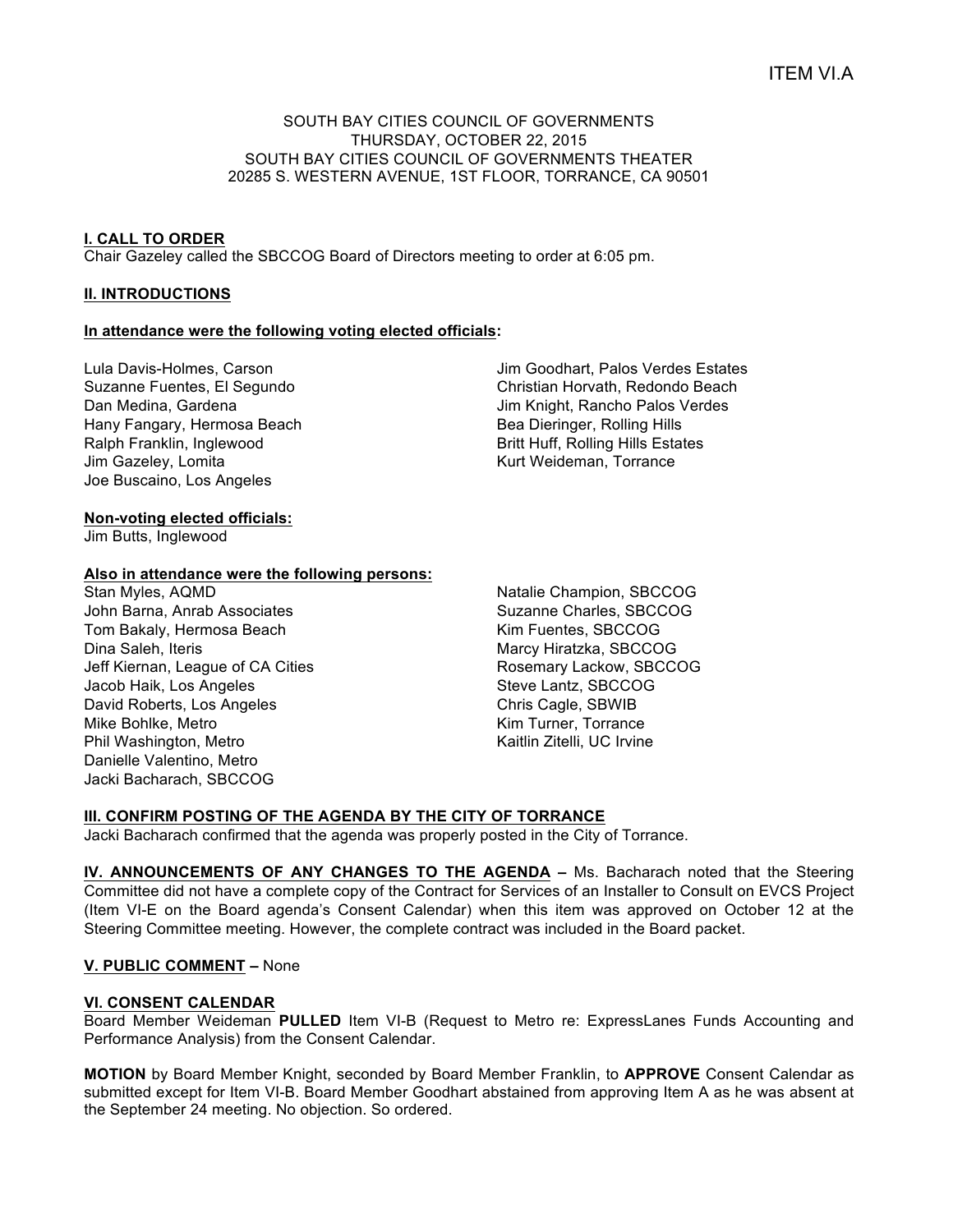ITEM VI.A

SOUTH BAY CITIES COUNCIL OF GOVERNMENTS
THURSDAY, OCTOBER 22, 2015
SOUTH BAY CITIES COUNCIL OF GOVERNMENTS THEATER
20285 S. WESTERN AVENUE, 1ST FLOOR, TORRANCE, CA 90501

**I. CALL TO ORDER**
Chair Gazeley called the SBCCOG Board of Directors meeting to order at 6:05 pm.

**II. INTRODUCTIONS**

**In attendance were the following voting elected officials:**

Lula Davis-Holmes, Carson
Suzanne Fuentes, El Segundo
Dan Medina, Gardena
Hany Fangary, Hermosa Beach
Ralph Franklin, Inglewood
Jim Gazeley, Lomita
Joe Buscaino, Los Angeles
Jim Goodhart, Palos Verdes Estates
Christian Horvath, Redondo Beach
Jim Knight, Rancho Palos Verdes
Bea Dieringer, Rolling Hills
Britt Huff, Rolling Hills Estates
Kurt Weideman, Torrance

**Non-voting elected officials:**
Jim Butts, Inglewood

**Also in attendance were the following persons:**
Stan Myles, AQMD
John Barna, Anrab Associates
Tom Bakaly, Hermosa Beach
Dina Saleh, Iteris
Jeff Kiernan, League of CA Cities
Jacob Haik, Los Angeles
David Roberts, Los Angeles
Mike Bohlke, Metro
Phil Washington, Metro
Danielle Valentino, Metro
Jacki Bacharach, SBCCOG
Natalie Champion, SBCCOG
Suzanne Charles, SBCCOG
Kim Fuentes, SBCCOG
Marcy Hiratzka, SBCCOG
Rosemary Lackow, SBCCOG
Steve Lantz, SBCCOG
Chris Cagle, SBWIB
Kim Turner, Torrance
Kaitlin Zitelli, UC Irvine

**III. CONFIRM POSTING OF THE AGENDA BY THE CITY OF TORRANCE**
Jacki Bacharach confirmed that the agenda was properly posted in the City of Torrance.

**IV. ANNOUNCEMENTS OF ANY CHANGES TO THE AGENDA –** Ms. Bacharach noted that the Steering Committee did not have a complete copy of the Contract for Services of an Installer to Consult on EVCS Project (Item VI-E on the Board agenda's Consent Calendar) when this item was approved on October 12 at the Steering Committee meeting. However, the complete contract was included in the Board packet.

**V. PUBLIC COMMENT –** None

**VI. CONSENT CALENDAR**
Board Member Weideman **PULLED** Item VI-B (Request to Metro re: ExpressLanes Funds Accounting and Performance Analysis) from the Consent Calendar.

**MOTION** by Board Member Knight, seconded by Board Member Franklin, to **APPROVE** Consent Calendar as submitted except for Item VI-B. Board Member Goodhart abstained from approving Item A as he was absent at the September 24 meeting. No objection. So ordered.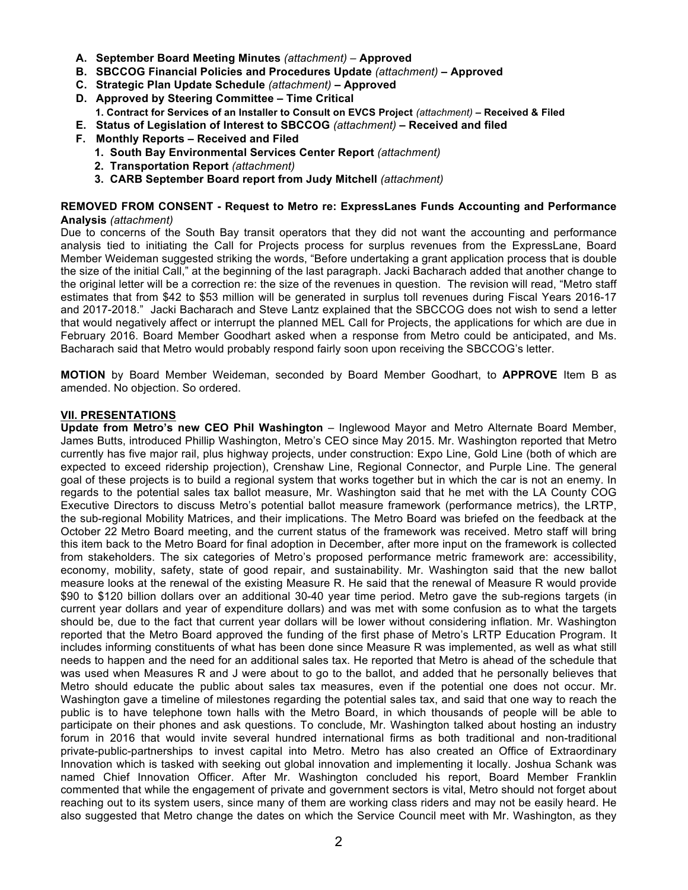- **A. September Board Meeting Minutes** *(attachment)* – **Approved**
- **B. SBCCOG Financial Policies and Procedures Update** *(attachment)* **– Approved**
- **C. Strategic Plan Update Schedule** *(attachment)* **– Approved**
- **D. Approved by Steering Committee – Time Critical**
  - **1. Contract for Services of an Installer to Consult on EVCS Project** *(attachment)* **– Received & Filed**
- **E. Status of Legislation of Interest to SBCCOG** *(attachment)* **– Received and filed**
- **F. Monthly Reports – Received and Filed**
  1. **South Bay Environmental Services Center Report** *(attachment)*
  2. **Transportation Report** *(attachment)*
  3. **CARB September Board report from Judy Mitchell** *(attachment)*

**REMOVED FROM CONSENT - Request to Metro re: ExpressLanes Funds Accounting and Performance Analysis** *(attachment)*

Due to concerns of the South Bay transit operators that they did not want the accounting and performance analysis tied to initiating the Call for Projects process for surplus revenues from the ExpressLane, Board Member Weideman suggested striking the words, "Before undertaking a grant application process that is double the size of the initial Call," at the beginning of the last paragraph. Jacki Bacharach added that another change to the original letter will be a correction re: the size of the revenues in question. The revision will read, "Metro staff estimates that from $42 to $53 million will be generated in surplus toll revenues during Fiscal Years 2016-17 and 2017-2018." Jacki Bacharach and Steve Lantz explained that the SBCCOG does not wish to send a letter that would negatively affect or interrupt the planned MEL Call for Projects, the applications for which are due in February 2016. Board Member Goodhart asked when a response from Metro could be anticipated, and Ms. Bacharach said that Metro would probably respond fairly soon upon receiving the SBCCOG's letter.

**MOTION** by Board Member Weideman, seconded by Board Member Goodhart, to **APPROVE** Item B as amended. No objection. So ordered.

## VII. PRESENTATIONS

**Update from Metro's new CEO Phil Washington** – Inglewood Mayor and Metro Alternate Board Member, James Butts, introduced Phillip Washington, Metro's CEO since May 2015. Mr. Washington reported that Metro currently has five major rail, plus highway projects, under construction: Expo Line, Gold Line (both of which are expected to exceed ridership projection), Crenshaw Line, Regional Connector, and Purple Line. The general goal of these projects is to build a regional system that works together but in which the car is not an enemy. In regards to the potential sales tax ballot measure, Mr. Washington said that he met with the LA County COG Executive Directors to discuss Metro's potential ballot measure framework (performance metrics), the LRTP, the sub-regional Mobility Matrices, and their implications. The Metro Board was briefed on the feedback at the October 22 Metro Board meeting, and the current status of the framework was received. Metro staff will bring this item back to the Metro Board for final adoption in December, after more input on the framework is collected from stakeholders. The six categories of Metro's proposed performance metric framework are: accessibility, economy, mobility, safety, state of good repair, and sustainability. Mr. Washington said that the new ballot measure looks at the renewal of the existing Measure R. He said that the renewal of Measure R would provide $90 to $120 billion dollars over an additional 30-40 year time period. Metro gave the sub-regions targets (in current year dollars and year of expenditure dollars) and was met with some confusion as to what the targets should be, due to the fact that current year dollars will be lower without considering inflation. Mr. Washington reported that the Metro Board approved the funding of the first phase of Metro's LRTP Education Program. It includes informing constituents of what has been done since Measure R was implemented, as well as what still needs to happen and the need for an additional sales tax. He reported that Metro is ahead of the schedule that was used when Measures R and J were about to go to the ballot, and added that he personally believes that Metro should educate the public about sales tax measures, even if the potential one does not occur. Mr. Washington gave a timeline of milestones regarding the potential sales tax, and said that one way to reach the public is to have telephone town halls with the Metro Board, in which thousands of people will be able to participate on their phones and ask questions. To conclude, Mr. Washington talked about hosting an industry forum in 2016 that would invite several hundred international firms as both traditional and non-traditional private-public-partnerships to invest capital into Metro. Metro has also created an Office of Extraordinary Innovation which is tasked with seeking out global innovation and implementing it locally. Joshua Schank was named Chief Innovation Officer. After Mr. Washington concluded his report, Board Member Franklin commented that while the engagement of private and government sectors is vital, Metro should not forget about reaching out to its system users, since many of them are working class riders and may not be easily heard. He also suggested that Metro change the dates on which the Service Council meet with Mr. Washington, as they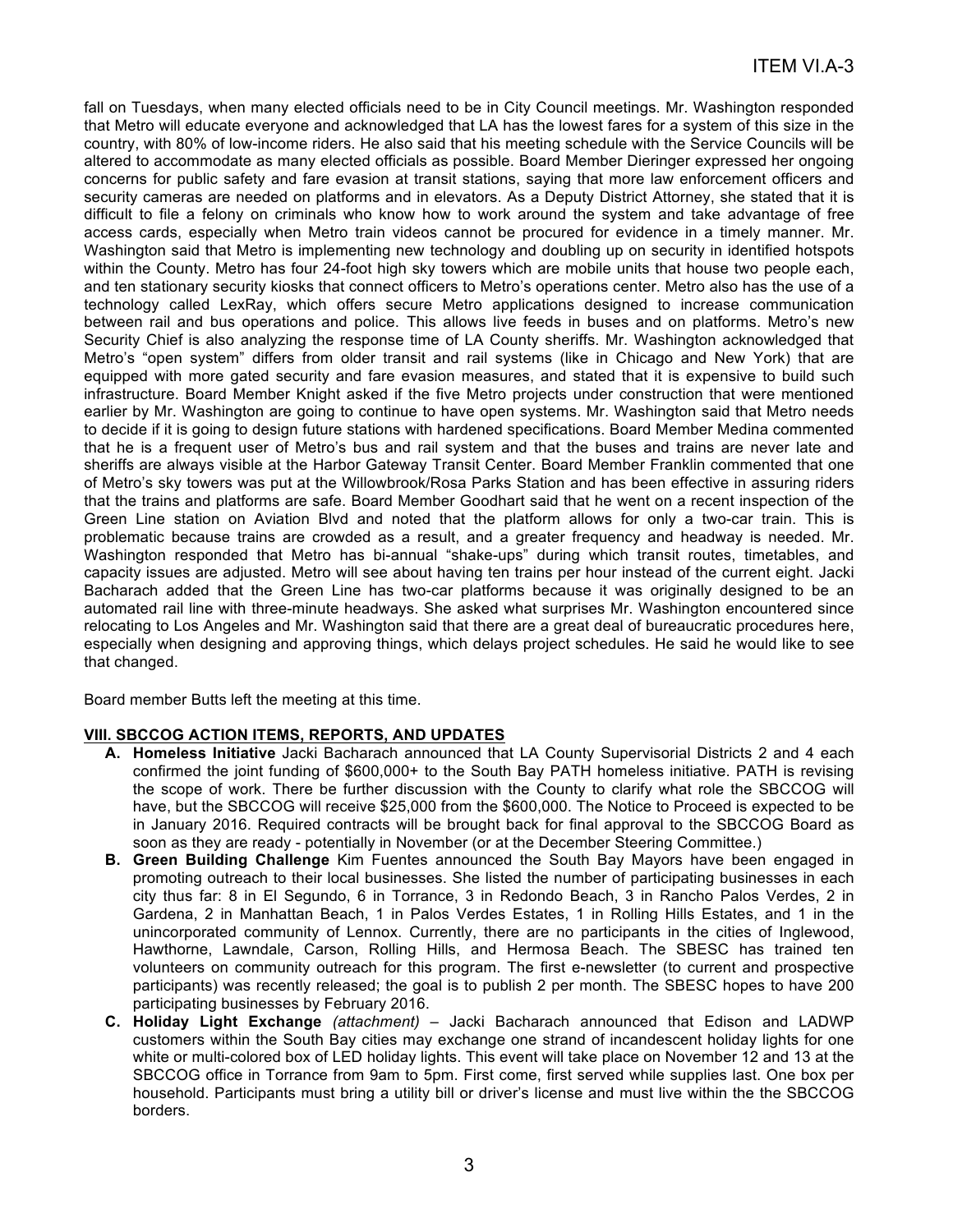fall on Tuesdays, when many elected officials need to be in City Council meetings. Mr. Washington responded that Metro will educate everyone and acknowledged that LA has the lowest fares for a system of this size in the country, with 80% of low-income riders. He also said that his meeting schedule with the Service Councils will be altered to accommodate as many elected officials as possible. Board Member Dieringer expressed her ongoing concerns for public safety and fare evasion at transit stations, saying that more law enforcement officers and security cameras are needed on platforms and in elevators. As a Deputy District Attorney, she stated that it is difficult to file a felony on criminals who know how to work around the system and take advantage of free access cards, especially when Metro train videos cannot be procured for evidence in a timely manner. Mr. Washington said that Metro is implementing new technology and doubling up on security in identified hotspots within the County. Metro has four 24-foot high sky towers which are mobile units that house two people each, and ten stationary security kiosks that connect officers to Metro's operations center. Metro also has the use of a technology called LexRay, which offers secure Metro applications designed to increase communication between rail and bus operations and police. This allows live feeds in buses and on platforms. Metro's new Security Chief is also analyzing the response time of LA County sheriffs. Mr. Washington acknowledged that Metro's "open system" differs from older transit and rail systems (like in Chicago and New York) that are equipped with more gated security and fare evasion measures, and stated that it is expensive to build such infrastructure. Board Member Knight asked if the five Metro projects under construction that were mentioned earlier by Mr. Washington are going to continue to have open systems. Mr. Washington said that Metro needs to decide if it is going to design future stations with hardened specifications. Board Member Medina commented that he is a frequent user of Metro's bus and rail system and that the buses and trains are never late and sheriffs are always visible at the Harbor Gateway Transit Center. Board Member Franklin commented that one of Metro's sky towers was put at the Willowbrook/Rosa Parks Station and has been effective in assuring riders that the trains and platforms are safe. Board Member Goodhart said that he went on a recent inspection of the Green Line station on Aviation Blvd and noted that the platform allows for only a two-car train. This is problematic because trains are crowded as a result, and a greater frequency and headway is needed. Mr. Washington responded that Metro has bi-annual "shake-ups" during which transit routes, timetables, and capacity issues are adjusted. Metro will see about having ten trains per hour instead of the current eight. Jacki Bacharach added that the Green Line has two-car platforms because it was originally designed to be an automated rail line with three-minute headways. She asked what surprises Mr. Washington encountered since relocating to Los Angeles and Mr. Washington said that there are a great deal of bureaucratic procedures here, especially when designing and approving things, which delays project schedules. He said he would like to see that changed.

Board member Butts left the meeting at this time.

**VIII. SBCCOG ACTION ITEMS, REPORTS, AND UPDATES**

- **A. Homeless Initiative** Jacki Bacharach announced that LA County Supervisorial Districts 2 and 4 each confirmed the joint funding of $600,000+ to the South Bay PATH homeless initiative. PATH is revising the scope of work. There be further discussion with the County to clarify what role the SBCCOG will have, but the SBCCOG will receive $25,000 from the $600,000. The Notice to Proceed is expected to be in January 2016. Required contracts will be brought back for final approval to the SBCCOG Board as soon as they are ready - potentially in November (or at the December Steering Committee.)
- **B. Green Building Challenge** Kim Fuentes announced the South Bay Mayors have been engaged in promoting outreach to their local businesses. She listed the number of participating businesses in each city thus far: 8 in El Segundo, 6 in Torrance, 3 in Redondo Beach, 3 in Rancho Palos Verdes, 2 in Gardena, 2 in Manhattan Beach, 1 in Palos Verdes Estates, 1 in Rolling Hills Estates, and 1 in the unincorporated community of Lennox. Currently, there are no participants in the cities of Inglewood, Hawthorne, Lawndale, Carson, Rolling Hills, and Hermosa Beach. The SBESC has trained ten volunteers on community outreach for this program. The first e-newsletter (to current and prospective participants) was recently released; the goal is to publish 2 per month. The SBESC hopes to have 200 participating businesses by February 2016.
- **C. Holiday Light Exchange** *(attachment)* – Jacki Bacharach announced that Edison and LADWP customers within the South Bay cities may exchange one strand of incandescent holiday lights for one white or multi-colored box of LED holiday lights. This event will take place on November 12 and 13 at the SBCCOG office in Torrance from 9am to 5pm. First come, first served while supplies last. One box per household. Participants must bring a utility bill or driver's license and must live within the the SBCCOG borders.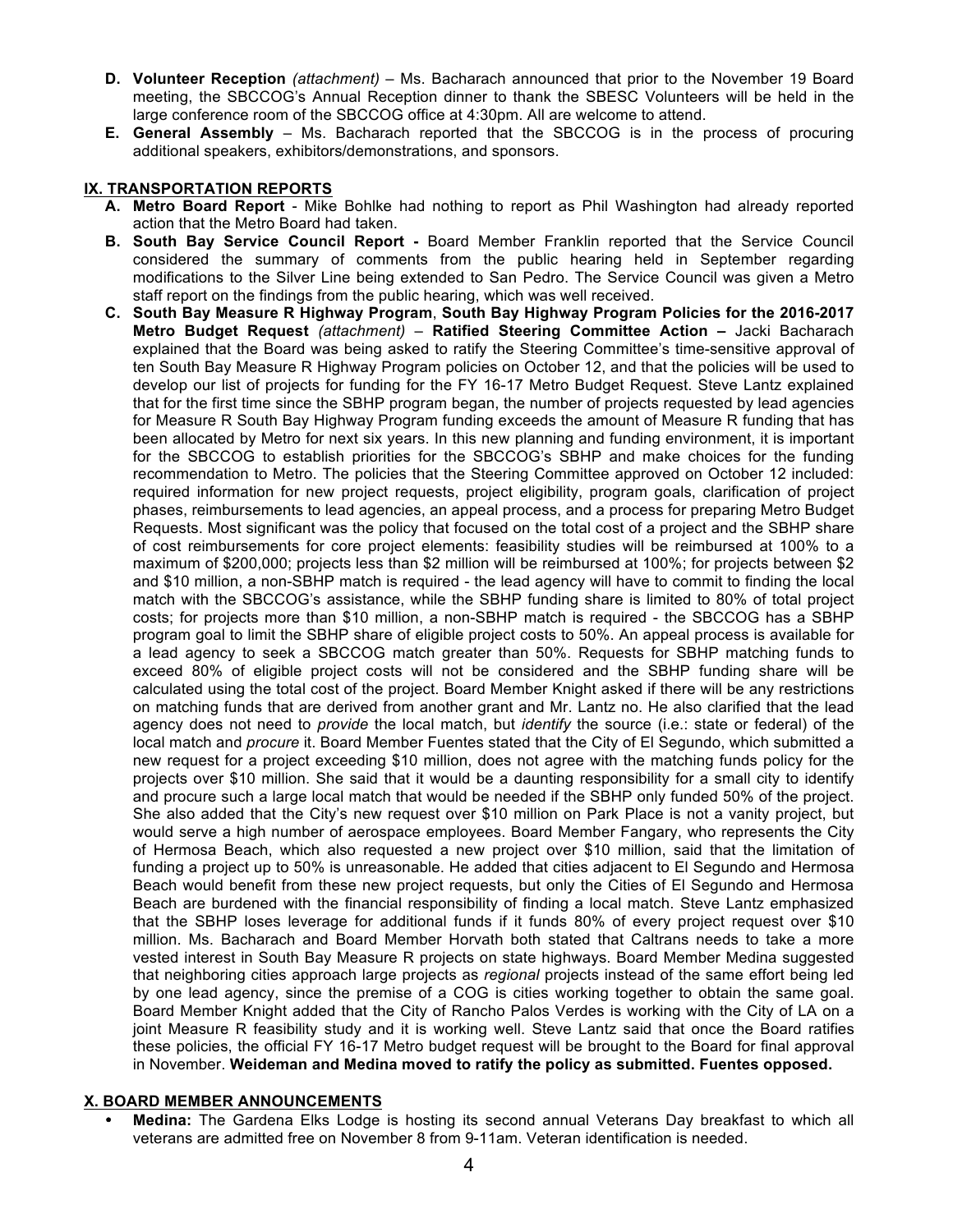- **D. Volunteer Reception** *(attachment)* – Ms. Bacharach announced that prior to the November 19 Board meeting, the SBCCOG's Annual Reception dinner to thank the SBESC Volunteers will be held in the large conference room of the SBCCOG office at 4:30pm. All are welcome to attend.
- **E. General Assembly** – Ms. Bacharach reported that the SBCCOG is in the process of procuring additional speakers, exhibitors/demonstrations, and sponsors.

## IX. TRANSPORTATION REPORTS

- **A. Metro Board Report** - Mike Bohlke had nothing to report as Phil Washington had already reported action that the Metro Board had taken.
- **B. South Bay Service Council Report -** Board Member Franklin reported that the Service Council considered the summary of comments from the public hearing held in September regarding modifications to the Silver Line being extended to San Pedro. The Service Council was given a Metro staff report on the findings from the public hearing, which was well received.
- **C. South Bay Measure R Highway Program**, **South Bay Highway Program Policies for the 2016-2017 Metro Budget Request** *(attachment)* – **Ratified Steering Committee Action –** Jacki Bacharach explained that the Board was being asked to ratify the Steering Committee's time-sensitive approval of ten South Bay Measure R Highway Program policies on October 12, and that the policies will be used to develop our list of projects for funding for the FY 16-17 Metro Budget Request. Steve Lantz explained that for the first time since the SBHP program began, the number of projects requested by lead agencies for Measure R South Bay Highway Program funding exceeds the amount of Measure R funding that has been allocated by Metro for next six years. In this new planning and funding environment, it is important for the SBCCOG to establish priorities for the SBCCOG's SBHP and make choices for the funding recommendation to Metro. The policies that the Steering Committee approved on October 12 included: required information for new project requests, project eligibility, program goals, clarification of project phases, reimbursements to lead agencies, an appeal process, and a process for preparing Metro Budget Requests. Most significant was the policy that focused on the total cost of a project and the SBHP share of cost reimbursements for core project elements: feasibility studies will be reimbursed at 100% to a maximum of $200,000; projects less than $2 million will be reimbursed at 100%; for projects between $2 and $10 million, a non-SBHP match is required - the lead agency will have to commit to finding the local match with the SBCCOG's assistance, while the SBHP funding share is limited to 80% of total project costs; for projects more than $10 million, a non-SBHP match is required - the SBCCOG has a SBHP program goal to limit the SBHP share of eligible project costs to 50%. An appeal process is available for a lead agency to seek a SBCCOG match greater than 50%. Requests for SBHP matching funds to exceed 80% of eligible project costs will not be considered and the SBHP funding share will be calculated using the total cost of the project. Board Member Knight asked if there will be any restrictions on matching funds that are derived from another grant and Mr. Lantz no. He also clarified that the lead agency does not need to *provide* the local match, but *identify* the source (i.e.: state or federal) of the local match and *procure* it. Board Member Fuentes stated that the City of El Segundo, which submitted a new request for a project exceeding $10 million, does not agree with the matching funds policy for the projects over $10 million. She said that it would be a daunting responsibility for a small city to identify and procure such a large local match that would be needed if the SBHP only funded 50% of the project. She also added that the City's new request over $10 million on Park Place is not a vanity project, but would serve a high number of aerospace employees. Board Member Fangary, who represents the City of Hermosa Beach, which also requested a new project over $10 million, said that the limitation of funding a project up to 50% is unreasonable. He added that cities adjacent to El Segundo and Hermosa Beach would benefit from these new project requests, but only the Cities of El Segundo and Hermosa Beach are burdened with the financial responsibility of finding a local match. Steve Lantz emphasized that the SBHP loses leverage for additional funds if it funds 80% of every project request over $10 million. Ms. Bacharach and Board Member Horvath both stated that Caltrans needs to take a more vested interest in South Bay Measure R projects on state highways. Board Member Medina suggested that neighboring cities approach large projects as *regional* projects instead of the same effort being led by one lead agency, since the premise of a COG is cities working together to obtain the same goal. Board Member Knight added that the City of Rancho Palos Verdes is working with the City of LA on a joint Measure R feasibility study and it is working well. Steve Lantz said that once the Board ratifies these policies, the official FY 16-17 Metro budget request will be brought to the Board for final approval in November. **Weideman and Medina moved to ratify the policy as submitted. Fuentes opposed.**

## X. BOARD MEMBER ANNOUNCEMENTS

- **Medina:** The Gardena Elks Lodge is hosting its second annual Veterans Day breakfast to which all veterans are admitted free on November 8 from 9-11am. Veteran identification is needed.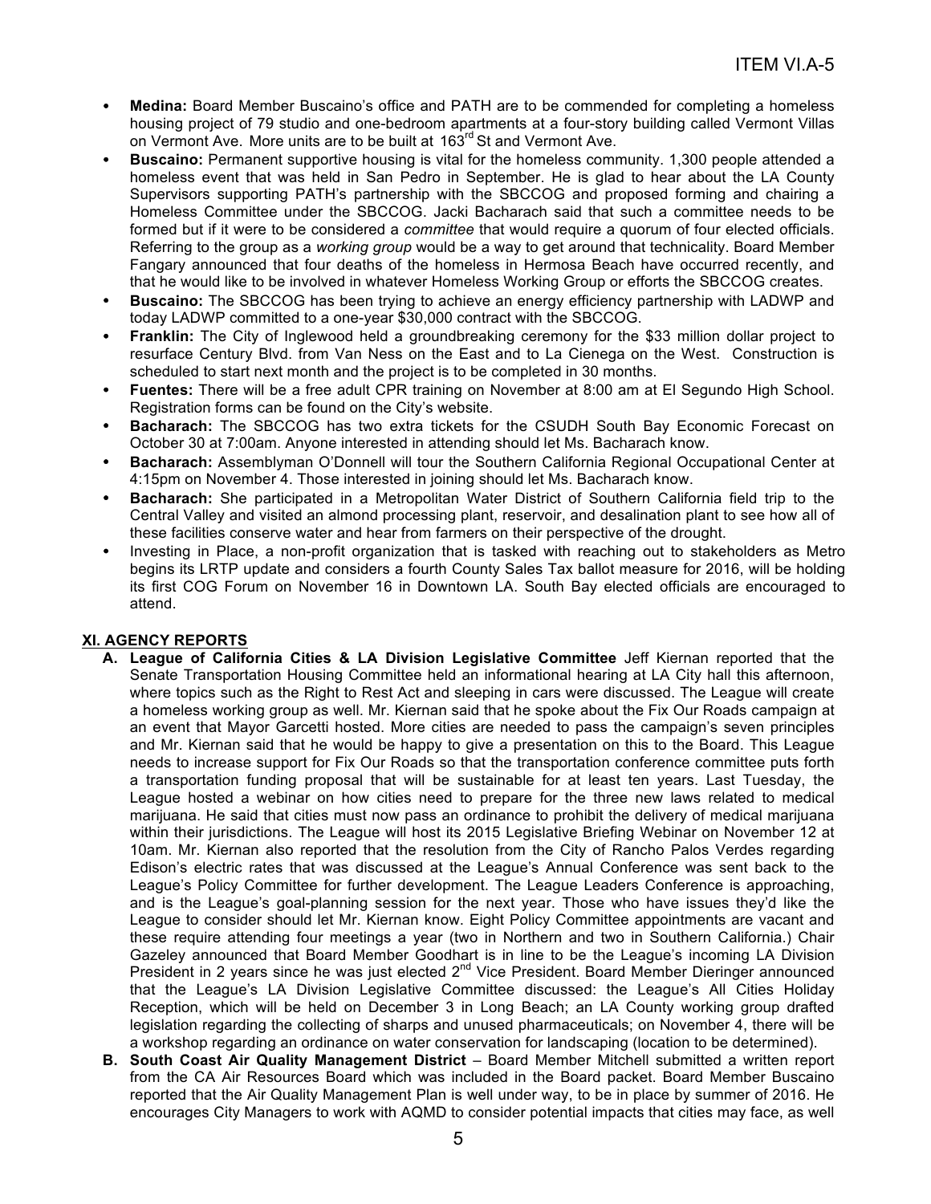- **Medina:** Board Member Buscaino's office and PATH are to be commended for completing a homeless housing project of 79 studio and one-bedroom apartments at a four-story building called Vermont Villas on Vermont Ave. More units are to be built at 163rd St and Vermont Ave.
- **Buscaino:** Permanent supportive housing is vital for the homeless community. 1,300 people attended a homeless event that was held in San Pedro in September. He is glad to hear about the LA County Supervisors supporting PATH's partnership with the SBCCOG and proposed forming and chairing a Homeless Committee under the SBCCOG. Jacki Bacharach said that such a committee needs to be formed but if it were to be considered a *committee* that would require a quorum of four elected officials. Referring to the group as a *working group* would be a way to get around that technicality. Board Member Fangary announced that four deaths of the homeless in Hermosa Beach have occurred recently, and that he would like to be involved in whatever Homeless Working Group or efforts the SBCCOG creates.
- **Buscaino:** The SBCCOG has been trying to achieve an energy efficiency partnership with LADWP and today LADWP committed to a one-year $30,000 contract with the SBCCOG.
- **Franklin:** The City of Inglewood held a groundbreaking ceremony for the $33 million dollar project to resurface Century Blvd. from Van Ness on the East and to La Cienega on the West. Construction is scheduled to start next month and the project is to be completed in 30 months.
- **Fuentes:** There will be a free adult CPR training on November at 8:00 am at El Segundo High School. Registration forms can be found on the City's website.
- **Bacharach:** The SBCCOG has two extra tickets for the CSUDH South Bay Economic Forecast on October 30 at 7:00am. Anyone interested in attending should let Ms. Bacharach know.
- **Bacharach:** Assemblyman O'Donnell will tour the Southern California Regional Occupational Center at 4:15pm on November 4. Those interested in joining should let Ms. Bacharach know.
- **Bacharach:** She participated in a Metropolitan Water District of Southern California field trip to the Central Valley and visited an almond processing plant, reservoir, and desalination plant to see how all of these facilities conserve water and hear from farmers on their perspective of the drought.
- Investing in Place, a non-profit organization that is tasked with reaching out to stakeholders as Metro begins its LRTP update and considers a fourth County Sales Tax ballot measure for 2016, will be holding its first COG Forum on November 16 in Downtown LA. South Bay elected officials are encouraged to attend.

## XI. AGENCY REPORTS

**A. League of California Cities & LA Division Legislative Committee** Jeff Kiernan reported that the Senate Transportation Housing Committee held an informational hearing at LA City hall this afternoon, where topics such as the Right to Rest Act and sleeping in cars were discussed. The League will create a homeless working group as well. Mr. Kiernan said that he spoke about the Fix Our Roads campaign at an event that Mayor Garcetti hosted. More cities are needed to pass the campaign's seven principles and Mr. Kiernan said that he would be happy to give a presentation on this to the Board. This League needs to increase support for Fix Our Roads so that the transportation conference committee puts forth a transportation funding proposal that will be sustainable for at least ten years. Last Tuesday, the League hosted a webinar on how cities need to prepare for the three new laws related to medical marijuana. He said that cities must now pass an ordinance to prohibit the delivery of medical marijuana within their jurisdictions. The League will host its 2015 Legislative Briefing Webinar on November 12 at 10am. Mr. Kiernan also reported that the resolution from the City of Rancho Palos Verdes regarding Edison's electric rates that was discussed at the League's Annual Conference was sent back to the League's Policy Committee for further development. The League Leaders Conference is approaching, and is the League's goal-planning session for the next year. Those who have issues they'd like the League to consider should let Mr. Kiernan know. Eight Policy Committee appointments are vacant and these require attending four meetings a year (two in Northern and two in Southern California.) Chair Gazeley announced that Board Member Goodhart is in line to be the League's incoming LA Division President in 2 years since he was just elected 2nd Vice President. Board Member Dieringer announced that the League's LA Division Legislative Committee discussed: the League's All Cities Holiday Reception, which will be held on December 3 in Long Beach; an LA County working group drafted legislation regarding the collecting of sharps and unused pharmaceuticals; on November 4, there will be a workshop regarding an ordinance on water conservation for landscaping (location to be determined).

**B. South Coast Air Quality Management District** – Board Member Mitchell submitted a written report from the CA Air Resources Board which was included in the Board packet. Board Member Buscaino reported that the Air Quality Management Plan is well under way, to be in place by summer of 2016. He encourages City Managers to work with AQMD to consider potential impacts that cities may face, as well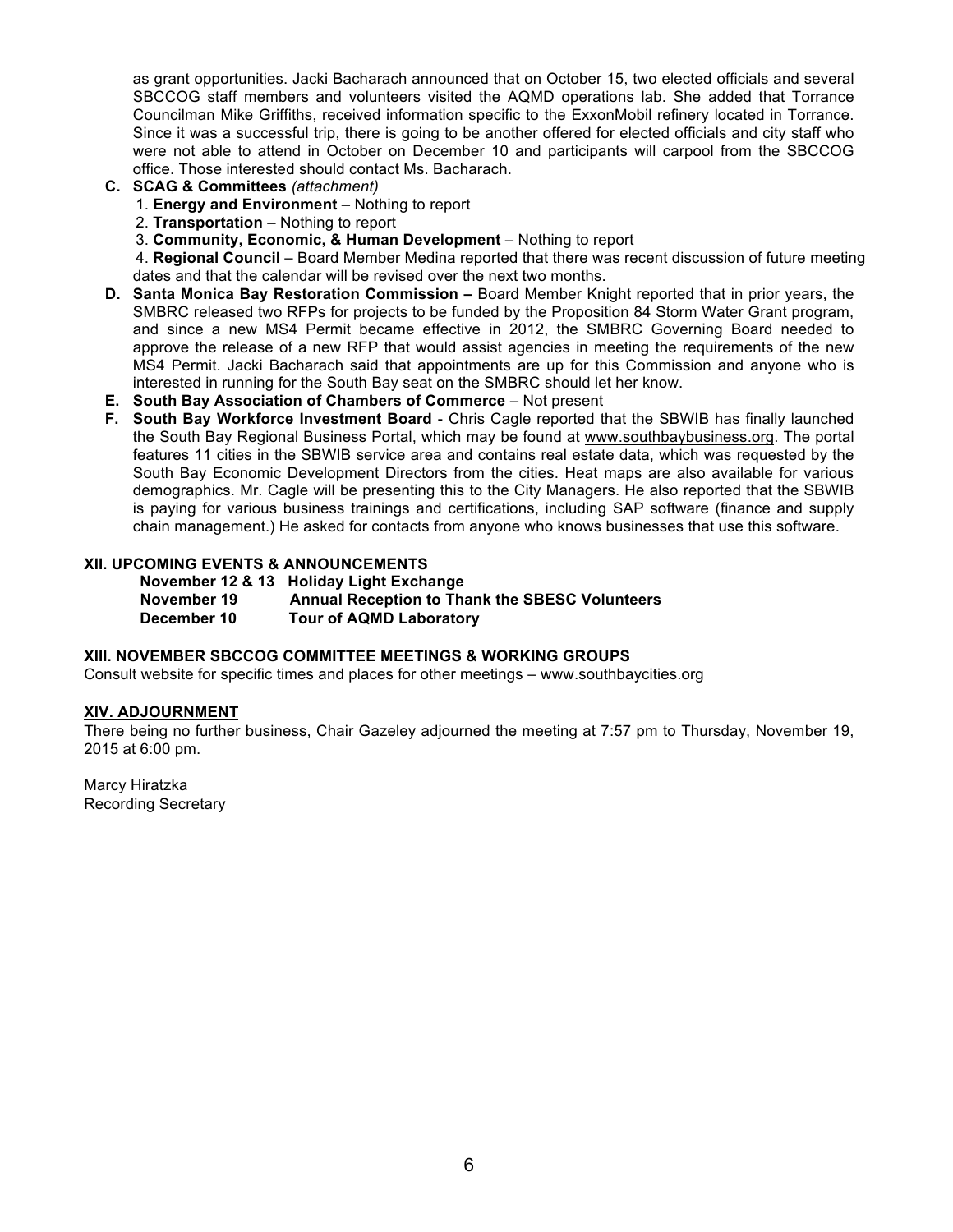as grant opportunities. Jacki Bacharach announced that on October 15, two elected officials and several SBCCOG staff members and volunteers visited the AQMD operations lab. She added that Torrance Councilman Mike Griffiths, received information specific to the ExxonMobil refinery located in Torrance. Since it was a successful trip, there is going to be another offered for elected officials and city staff who were not able to attend in October on December 10 and participants will carpool from the SBCCOG office. Those interested should contact Ms. Bacharach.

**C. SCAG & Committees** *(attachment)*

1. **Energy and Environment** – Nothing to report
2. **Transportation** – Nothing to report
3. **Community, Economic, & Human Development** – Nothing to report
4. **Regional Council** – Board Member Medina reported that there was recent discussion of future meeting dates and that the calendar will be revised over the next two months.

**D. Santa Monica Bay Restoration Commission –** Board Member Knight reported that in prior years, the SMBRC released two RFPs for projects to be funded by the Proposition 84 Storm Water Grant program, and since a new MS4 Permit became effective in 2012, the SMBRC Governing Board needed to approve the release of a new RFP that would assist agencies in meeting the requirements of the new MS4 Permit. Jacki Bacharach said that appointments are up for this Commission and anyone who is interested in running for the South Bay seat on the SMBRC should let her know.

**E. South Bay Association of Chambers of Commerce** – Not present

**F. South Bay Workforce Investment Board** - Chris Cagle reported that the SBWIB has finally launched the South Bay Regional Business Portal, which may be found at www.southbaybusiness.org. The portal features 11 cities in the SBWIB service area and contains real estate data, which was requested by the South Bay Economic Development Directors from the cities. Heat maps are also available for various demographics. Mr. Cagle will be presenting this to the City Managers. He also reported that the SBWIB is paying for various business trainings and certifications, including SAP software (finance and supply chain management.) He asked for contacts from anyone who knows businesses that use this software.

## XII. UPCOMING EVENTS & ANNOUNCEMENTS

**November 12 & 13** **Holiday Light Exchange**
**November 19** **Annual Reception to Thank the SBESC Volunteers**
**December 10** **Tour of AQMD Laboratory**

## XIII. NOVEMBER SBCCOG COMMITTEE MEETINGS & WORKING GROUPS

Consult website for specific times and places for other meetings – www.southbaycities.org

## XIV. ADJOURNMENT

There being no further business, Chair Gazeley adjourned the meeting at 7:57 pm to Thursday, November 19, 2015 at 6:00 pm.

Marcy Hiratzka
Recording Secretary